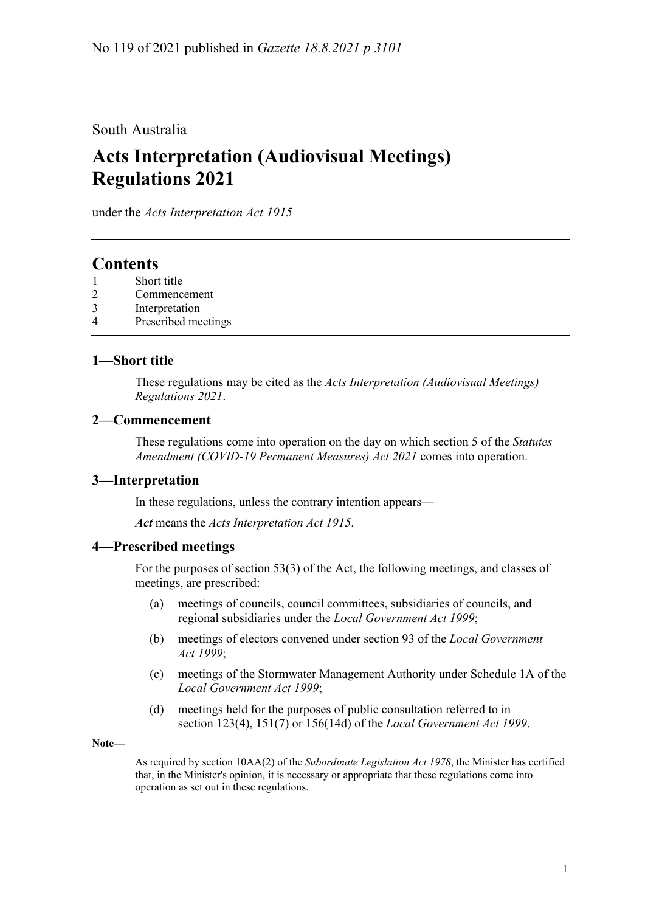No 119 of 2021 published in *Gazette 18.8.2021 p 3101*

South Australia

# Acts Interpretation (Audiovisual Meetings) Regulations 2021

under the *Acts Interpretation Act 1915*

## Contents

1 Short title
2 Commencement
3 Interpretation
4 Prescribed meetings

### 1—Short title

These regulations may be cited as the *Acts Interpretation (Audiovisual Meetings) Regulations 2021*.

### 2—Commencement

These regulations come into operation on the day on which section 5 of the *Statutes Amendment (COVID-19 Permanent Measures) Act 2021* comes into operation.

### 3—Interpretation

In these regulations, unless the contrary intention appears—

***Act*** means the *Acts Interpretation Act 1915*.

### 4—Prescribed meetings

For the purposes of section 53(3) of the Act, the following meetings, and classes of meetings, are prescribed:

(a) meetings of councils, council committees, subsidiaries of councils, and regional subsidiaries under the *Local Government Act 1999*;

(b) meetings of electors convened under section 93 of the *Local Government Act 1999*;

(c) meetings of the Stormwater Management Authority under Schedule 1A of the *Local Government Act 1999*;

(d) meetings held for the purposes of public consultation referred to in section 123(4), 151(7) or 156(14d) of the *Local Government Act 1999*.

**Note—**

As required by section 10AA(2) of the *Subordinate Legislation Act 1978*, the Minister has certified that, in the Minister's opinion, it is necessary or appropriate that these regulations come into operation as set out in these regulations.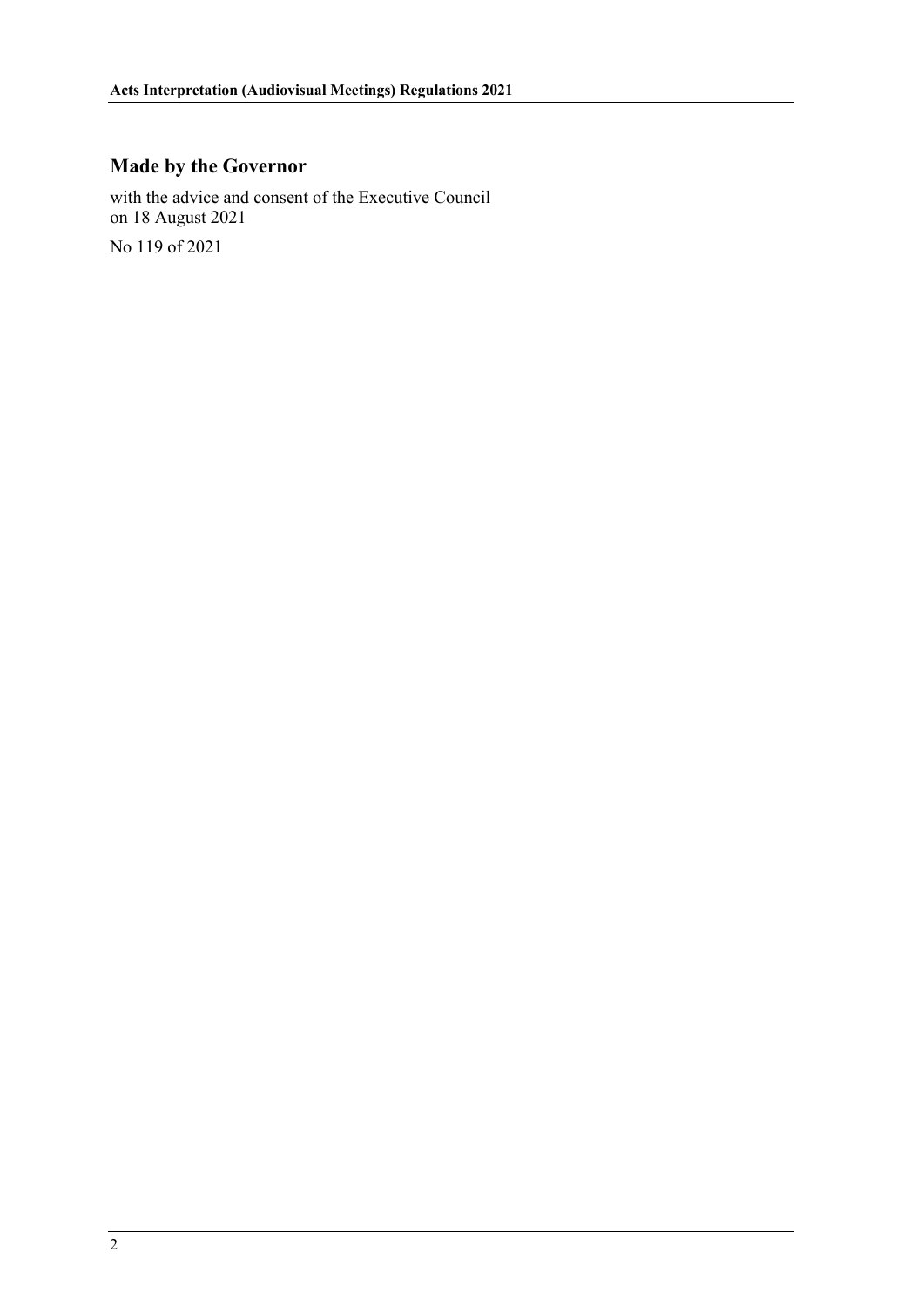## Made by the Governor

with the advice and consent of the Executive Council
on 18 August 2021

No 119 of 2021